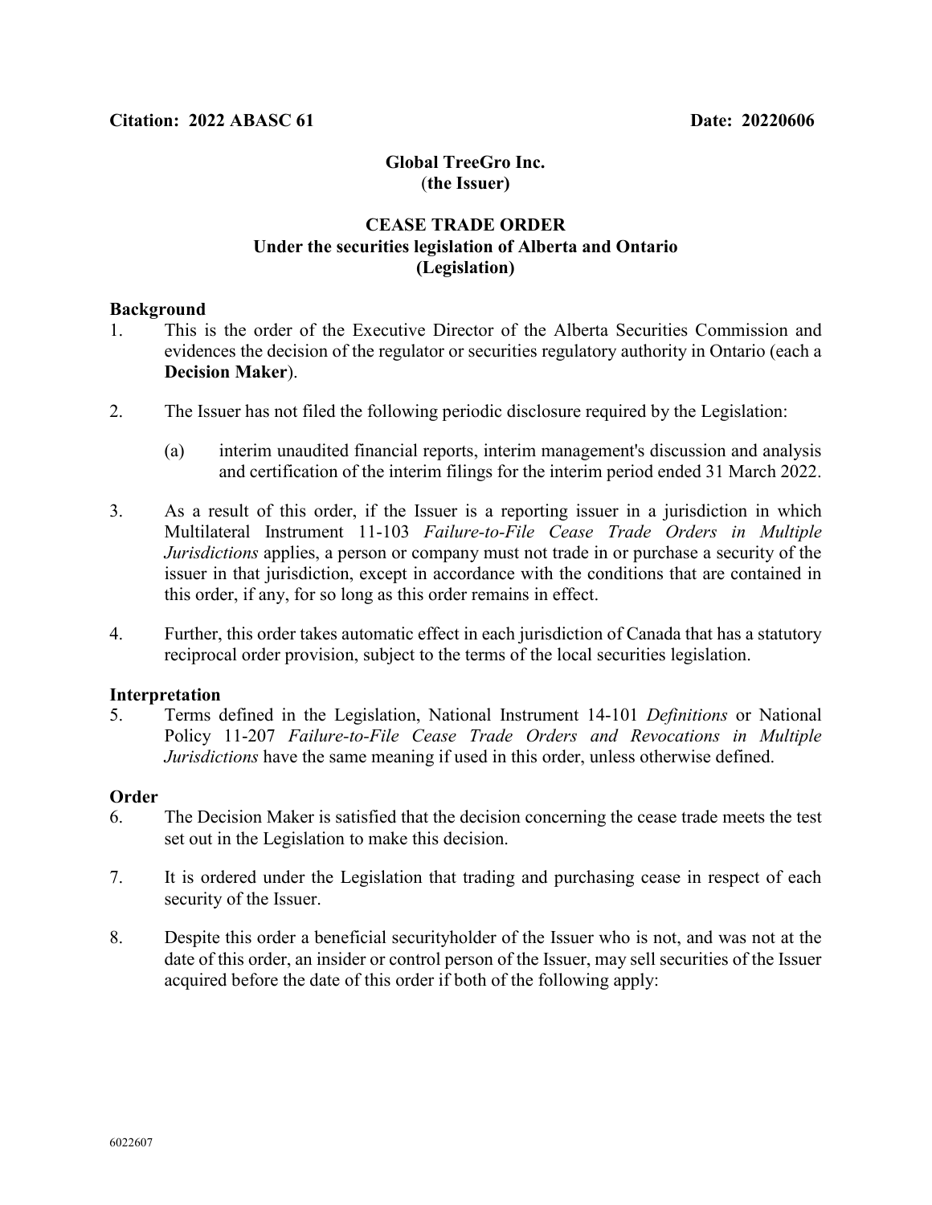**Citation: 2022 ABASC 61** **Date: 20220606**

**Global TreeGro Inc.**
(**the Issuer)**

**CEASE TRADE ORDER**
**Under the securities legislation of Alberta and Ontario**
**(Legislation)**

**Background**

1. This is the order of the Executive Director of the Alberta Securities Commission and evidences the decision of the regulator or securities regulatory authority in Ontario (each a **Decision Maker**).

2. The Issuer has not filed the following periodic disclosure required by the Legislation:

   (a) interim unaudited financial reports, interim management's discussion and analysis and certification of the interim filings for the interim period ended 31 March 2022.

3. As a result of this order, if the Issuer is a reporting issuer in a jurisdiction in which Multilateral Instrument 11-103 *Failure-to-File Cease Trade Orders in Multiple Jurisdictions* applies, a person or company must not trade in or purchase a security of the issuer in that jurisdiction, except in accordance with the conditions that are contained in this order, if any, for so long as this order remains in effect.

4. Further, this order takes automatic effect in each jurisdiction of Canada that has a statutory reciprocal order provision, subject to the terms of the local securities legislation.

**Interpretation**

5. Terms defined in the Legislation, National Instrument 14-101 *Definitions* or National Policy 11-207 *Failure-to-File Cease Trade Orders and Revocations in Multiple Jurisdictions* have the same meaning if used in this order, unless otherwise defined.

**Order**

6. The Decision Maker is satisfied that the decision concerning the cease trade meets the test set out in the Legislation to make this decision.

7. It is ordered under the Legislation that trading and purchasing cease in respect of each security of the Issuer.

8. Despite this order a beneficial securityholder of the Issuer who is not, and was not at the date of this order, an insider or control person of the Issuer, may sell securities of the Issuer acquired before the date of this order if both of the following apply:

6022607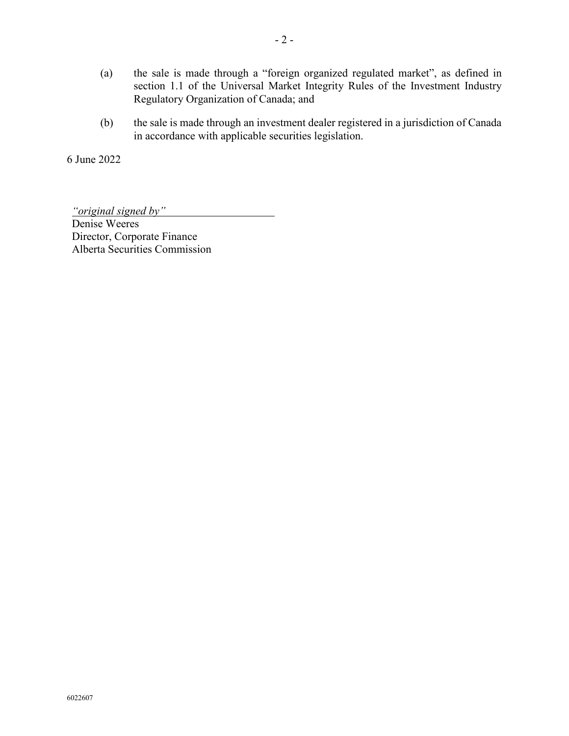(a) the sale is made through a "foreign organized regulated market", as defined in section 1.1 of the Universal Market Integrity Rules of the Investment Industry Regulatory Organization of Canada; and

(b) the sale is made through an investment dealer registered in a jurisdiction of Canada in accordance with applicable securities legislation.

6 June 2022

*"original signed by"*
Denise Weeres
Director, Corporate Finance
Alberta Securities Commission

6022607